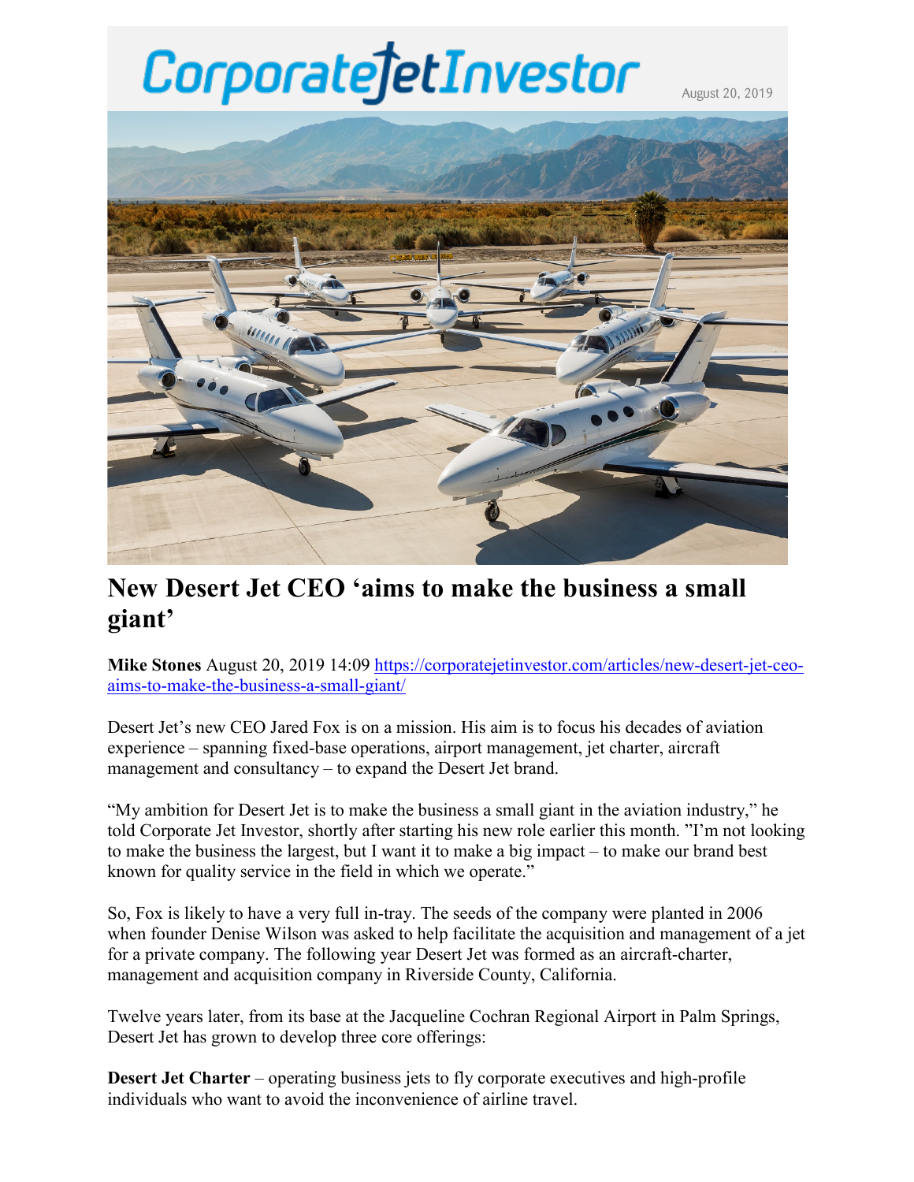CorporateJetInvestor

August 20, 2019

# New Desert Jet CEO 'aims to make the business a small giant'

**Mike Stones** August 20, 2019 14:09 [https://corporatejetinvestor.com/articles/new-desert-jet-ceo-aims-to-make-the-business-a-small-giant/](https://corporatejetinvestor.com/articles/new-desert-jet-ceo-aims-to-make-the-business-a-small-giant/)

Desert Jet's new CEO Jared Fox is on a mission. His aim is to focus his decades of aviation experience – spanning fixed-base operations, airport management, jet charter, aircraft management and consultancy – to expand the Desert Jet brand.

"My ambition for Desert Jet is to make the business a small giant in the aviation industry," he told Corporate Jet Investor, shortly after starting his new role earlier this month. "I'm not looking to make the business the largest, but I want it to make a big impact – to make our brand best known for quality service in the field in which we operate."

So, Fox is likely to have a very full in-tray. The seeds of the company were planted in 2006 when founder Denise Wilson was asked to help facilitate the acquisition and management of a jet for a private company. The following year Desert Jet was formed as an aircraft-charter, management and acquisition company in Riverside County, California.

Twelve years later, from its base at the Jacqueline Cochran Regional Airport in Palm Springs, Desert Jet has grown to develop three core offerings:

**Desert Jet Charter** – operating business jets to fly corporate executives and high-profile individuals who want to avoid the inconvenience of airline travel.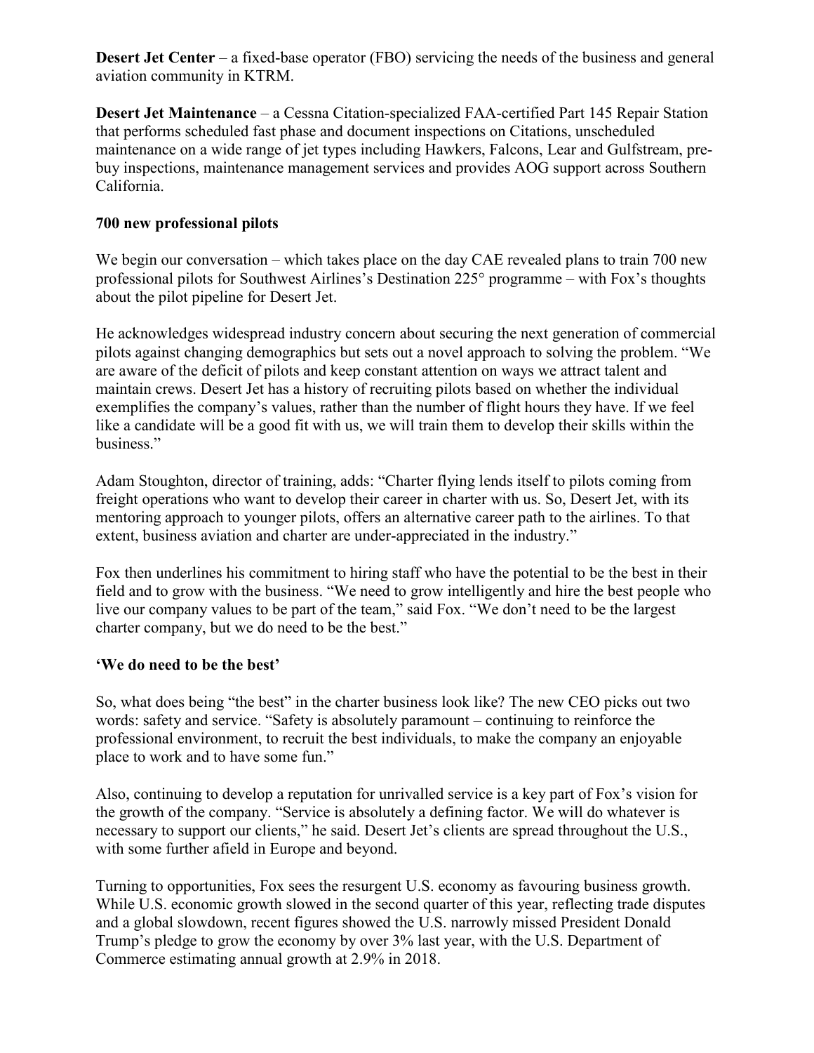**Desert Jet Center** – a fixed-base operator (FBO) servicing the needs of the business and general aviation community in KTRM.

**Desert Jet Maintenance** – a Cessna Citation-specialized FAA-certified Part 145 Repair Station that performs scheduled fast phase and document inspections on Citations, unscheduled maintenance on a wide range of jet types including Hawkers, Falcons, Lear and Gulfstream, pre-buy inspections, maintenance management services and provides AOG support across Southern California.

## 700 new professional pilots

We begin our conversation – which takes place on the day CAE revealed plans to train 700 new professional pilots for Southwest Airlines's Destination 225° programme – with Fox's thoughts about the pilot pipeline for Desert Jet.

He acknowledges widespread industry concern about securing the next generation of commercial pilots against changing demographics but sets out a novel approach to solving the problem. "We are aware of the deficit of pilots and keep constant attention on ways we attract talent and maintain crews. Desert Jet has a history of recruiting pilots based on whether the individual exemplifies the company's values, rather than the number of flight hours they have. If we feel like a candidate will be a good fit with us, we will train them to develop their skills within the business."

Adam Stoughton, director of training, adds: "Charter flying lends itself to pilots coming from freight operations who want to develop their career in charter with us. So, Desert Jet, with its mentoring approach to younger pilots, offers an alternative career path to the airlines. To that extent, business aviation and charter are under-appreciated in the industry."

Fox then underlines his commitment to hiring staff who have the potential to be the best in their field and to grow with the business. "We need to grow intelligently and hire the best people who live our company values to be part of the team," said Fox. "We don't need to be the largest charter company, but we do need to be the best."

## 'We do need to be the best'

So, what does being "the best" in the charter business look like? The new CEO picks out two words: safety and service. "Safety is absolutely paramount – continuing to reinforce the professional environment, to recruit the best individuals, to make the company an enjoyable place to work and to have some fun."

Also, continuing to develop a reputation for unrivalled service is a key part of Fox's vision for the growth of the company. "Service is absolutely a defining factor. We will do whatever is necessary to support our clients," he said. Desert Jet's clients are spread throughout the U.S., with some further afield in Europe and beyond.

Turning to opportunities, Fox sees the resurgent U.S. economy as favouring business growth. While U.S. economic growth slowed in the second quarter of this year, reflecting trade disputes and a global slowdown, recent figures showed the U.S. narrowly missed President Donald Trump's pledge to grow the economy by over 3% last year, with the U.S. Department of Commerce estimating annual growth at 2.9% in 2018.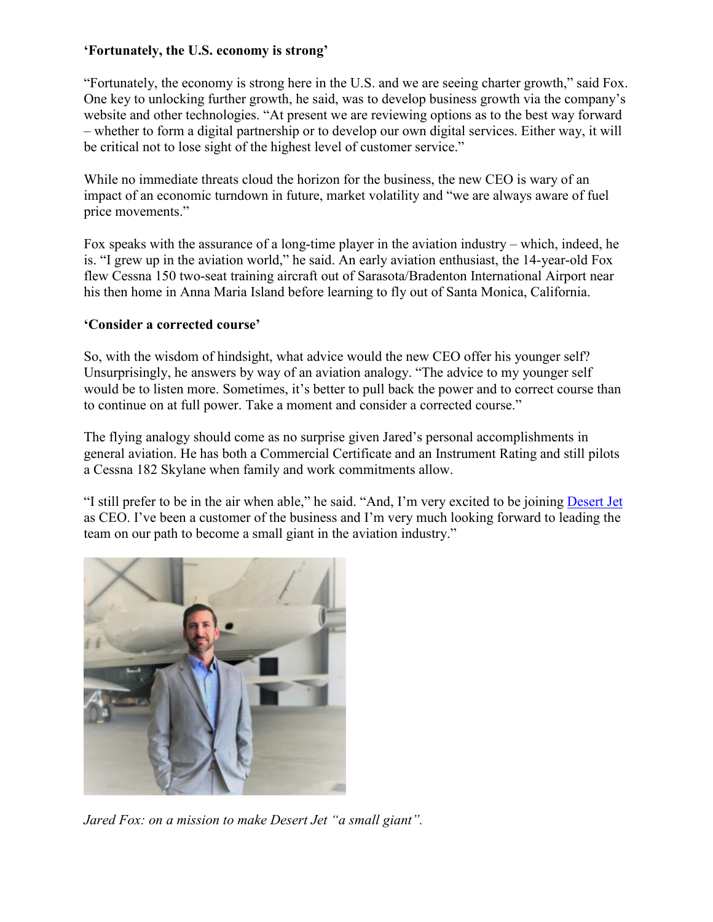**'Fortunately, the U.S. economy is strong'**

"Fortunately, the economy is strong here in the U.S. and we are seeing charter growth," said Fox. One key to unlocking further growth, he said, was to develop business growth via the company's website and other technologies. "At present we are reviewing options as to the best way forward – whether to form a digital partnership or to develop our own digital services. Either way, it will be critical not to lose sight of the highest level of customer service."

While no immediate threats cloud the horizon for the business, the new CEO is wary of an impact of an economic turndown in future, market volatility and "we are always aware of fuel price movements."

Fox speaks with the assurance of a long-time player in the aviation industry – which, indeed, he is. "I grew up in the aviation world," he said. An early aviation enthusiast, the 14-year-old Fox flew Cessna 150 two-seat training aircraft out of Sarasota/Bradenton International Airport near his then home in Anna Maria Island before learning to fly out of Santa Monica, California.

**'Consider a corrected course'**

So, with the wisdom of hindsight, what advice would the new CEO offer his younger self? Unsurprisingly, he answers by way of an aviation analogy. "The advice to my younger self would be to listen more. Sometimes, it's better to pull back the power and to correct course than to continue on at full power. Take a moment and consider a corrected course."

The flying analogy should come as no surprise given Jared's personal accomplishments in general aviation. He has both a Commercial Certificate and an Instrument Rating and still pilots a Cessna 182 Skylane when family and work commitments allow.

"I still prefer to be in the air when able," he said. "And, I'm very excited to be joining Desert Jet as CEO. I've been a customer of the business and I'm very much looking forward to leading the team on our path to become a small giant in the aviation industry."

*Jared Fox: on a mission to make Desert Jet "a small giant".*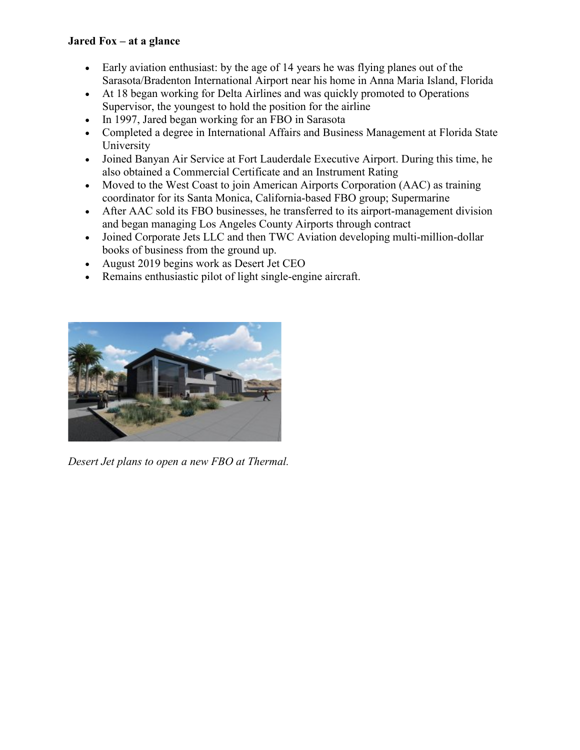**Jared Fox – at a glance**

- Early aviation enthusiast: by the age of 14 years he was flying planes out of the Sarasota/Bradenton International Airport near his home in Anna Maria Island, Florida
- At 18 began working for Delta Airlines and was quickly promoted to Operations Supervisor, the youngest to hold the position for the airline
- In 1997, Jared began working for an FBO in Sarasota
- Completed a degree in International Affairs and Business Management at Florida State University
- Joined Banyan Air Service at Fort Lauderdale Executive Airport. During this time, he also obtained a Commercial Certificate and an Instrument Rating
- Moved to the West Coast to join American Airports Corporation (AAC) as training coordinator for its Santa Monica, California-based FBO group; Supermarine
- After AAC sold its FBO businesses, he transferred to its airport-management division and began managing Los Angeles County Airports through contract
- Joined Corporate Jets LLC and then TWC Aviation developing multi-million-dollar books of business from the ground up.
- August 2019 begins work as Desert Jet CEO
- Remains enthusiastic pilot of light single-engine aircraft.

*Desert Jet plans to open a new FBO at Thermal.*